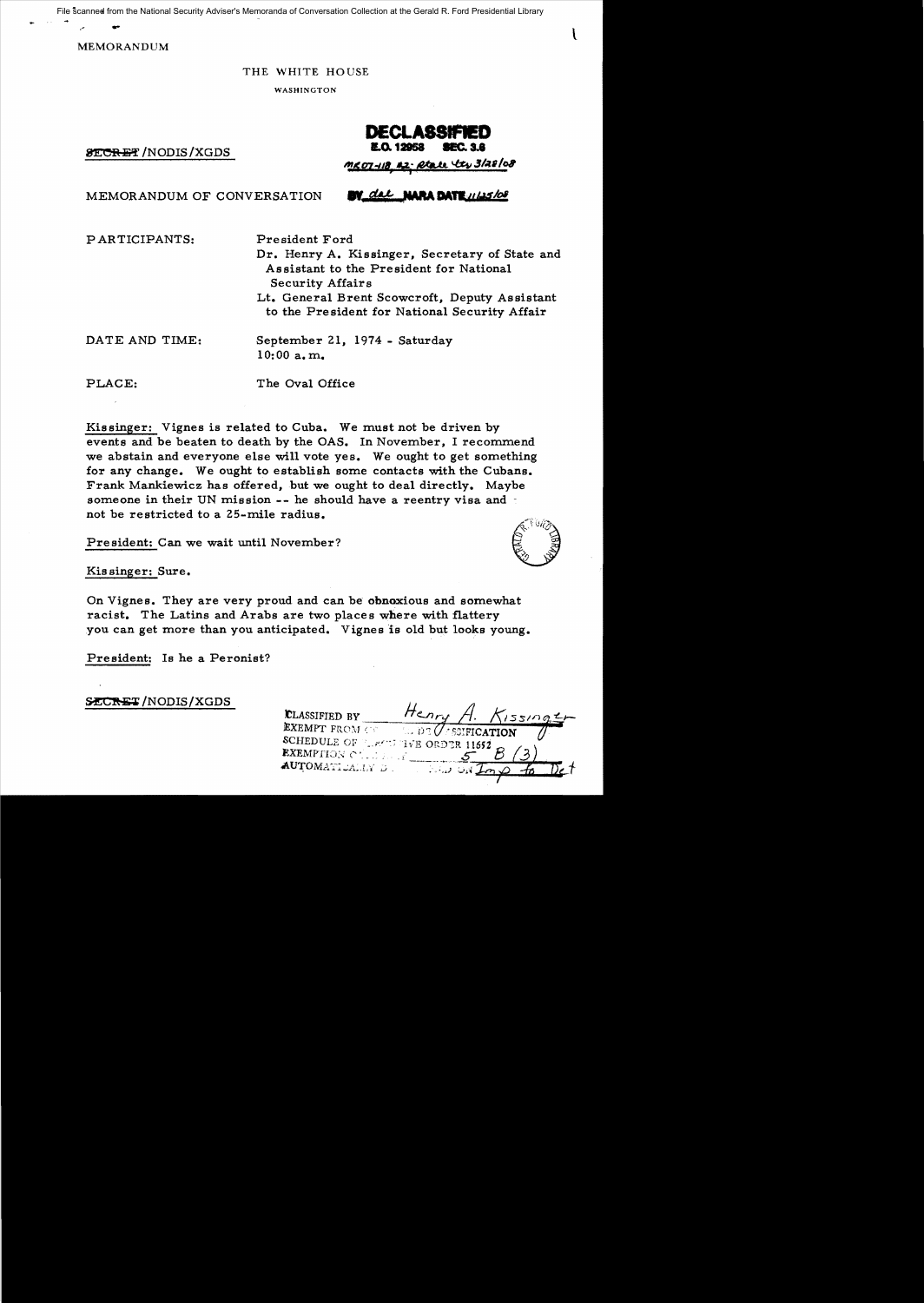File scanned from the National Security Adviser's Memoranda of Conversation Collection at the Gerald R. Ford Presidential Library

MEMORANDUM

THE WHITE HOUSE

WASHINGTON

SECRET /NODIS/XGDS

**DECLASSIFIED**
**E.O. 12958 SEC. 3.6**
MR07-118, #2; State ltr 3/28/08
BY dal NARA DATE 11/25/08

MEMORANDUM OF CONVERSATION

PARTICIPANTS: President Ford
Dr. Henry A. Kissinger, Secretary of State and Assistant to the President for National Security Affairs
Lt. General Brent Scowcroft, Deputy Assistant to the President for National Security Affair

DATE AND TIME: September 21, 1974 - Saturday
10:00 a.m.

PLACE: The Oval Office

Kissinger: Vignes is related to Cuba. We must not be driven by events and be beaten to death by the OAS. In November, I recommend we abstain and everyone else will vote yes. We ought to get something for any change. We ought to establish some contacts with the Cubans. Frank Mankiewicz has offered, but we ought to deal directly. Maybe someone in their UN mission -- he should have a reentry visa and not be restricted to a 25-mile radius.

President: Can we wait until November?

Kissinger: Sure.

On Vignes. They are very proud and can be obnoxious and somewhat racist. The Latins and Arabs are two places where with flattery you can get more than you anticipated. Vignes is old but looks young.

President: Is he a Peronist?

SECRET /NODIS/XGDS

CLASSIFIED BY Henry A. Kissinger
EXEMPT FROM GENERAL DECLASSIFICATION
SCHEDULE OF EXECUTIVE ORDER 11652
EXEMPTION CATEGORY 5 B (3)
AUTOMATICALLY DECLASSIFIED ON Imp to Det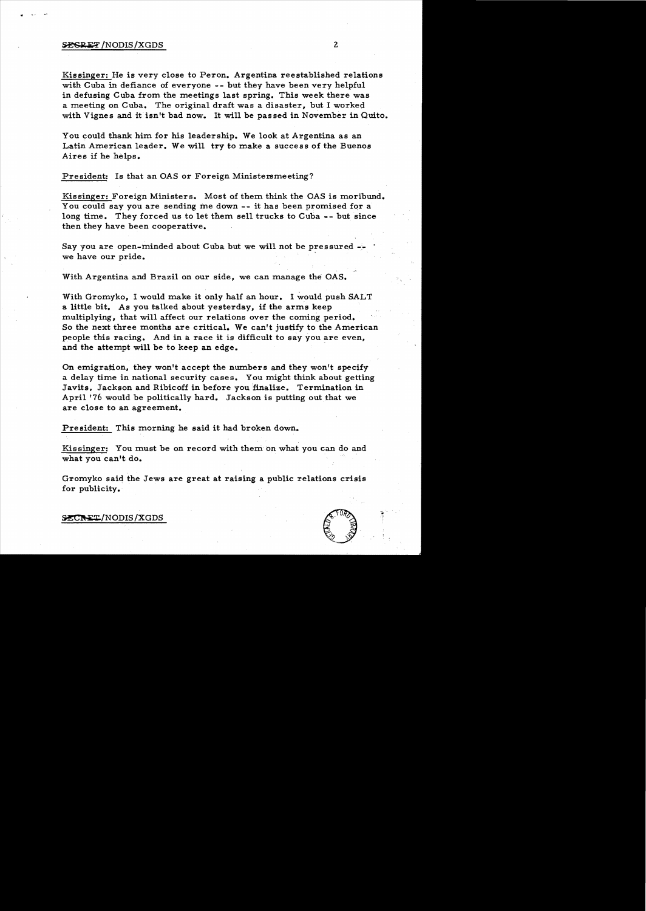Kissinger: He is very close to Peron. Argentina reestablished relations with Cuba in defiance of everyone -- but they have been very helpful in defusing Cuba from the meetings last spring. This week there was a meeting on Cuba. The original draft was a disaster, but I worked with Vignes and it isn't bad now. It will be passed in November in Quito.

You could thank him for his leadership. We look at Argentina as an Latin American leader. We will try to make a success of the Buenos Aires if he helps.

President: Is that an OAS or Foreign Ministersmeeting?

Kissinger: Foreign Ministers. Most of them think the OAS is moribund. You could say you are sending me down -- it has been promised for a long time. They forced us to let them sell trucks to Cuba -- but since then they have been cooperative.

Say you are open-minded about Cuba but we will not be pressured -- we have our pride.

With Argentina and Brazil on our side, we can manage the OAS.

With Gromyko, I would make it only half an hour. I would push SALT a little bit. As you talked about yesterday, if the arms keep multiplying, that will affect our relations over the coming period. So the next three months are critical. We can't justify to the American people this racing. And in a race it is difficult to say you are even, and the attempt will be to keep an edge.

On emigration, they won't accept the numbers and they won't specify a delay time in national security cases. You might think about getting Javits, Jackson and Ribicoff in before you finalize. Termination in April '76 would be politically hard. Jackson is putting out that we are close to an agreement.

President: This morning he said it had broken down.

Kissinger: You must be on record with them on what you can do and what you can't do.

Gromyko said the Jews are great at raising a public relations crisis for publicity.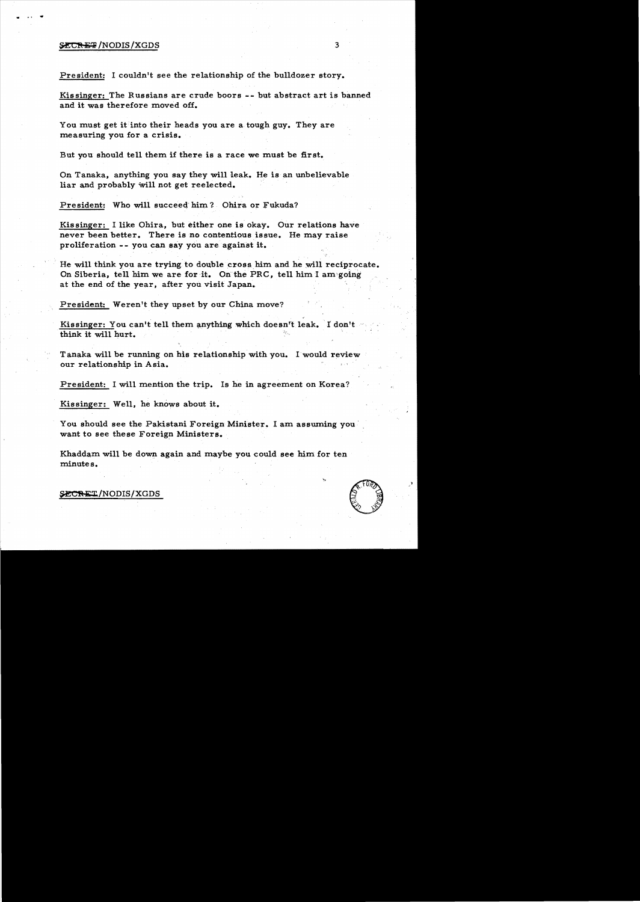President: I couldn't see the relationship of the bulldozer story.

Kissinger: The Russians are crude boors -- but abstract art is banned and it was therefore moved off.

You must get it into their heads you are a tough guy. They are measuring you for a crisis.

But you should tell them if there is a race we must be first.

On Tanaka, anything you say they will leak. He is an unbelievable liar and probably will not get reelected.

President: Who will succeed him? Ohira or Fukuda?

Kissinger: I like Ohira, but either one is okay. Our relations have never been better. There is no contentious issue. He may raise proliferation -- you can say you are against it.

He will think you are trying to double cross him and he will reciprocate. On Siberia, tell him we are for it. On the PRC, tell him I am going at the end of the year, after you visit Japan.

President: Weren't they upset by our China move?

Kissinger: You can't tell them anything which doesn't leak. I don't think it will hurt.

Tanaka will be running on his relationship with you. I would review our relationship in Asia.

President: I will mention the trip. Is he in agreement on Korea?

Kissinger: Well, he knows about it.

You should see the Pakistani Foreign Minister. I am assuming you want to see these Foreign Ministers.

Khaddam will be down again and maybe you could see him for ten minutes.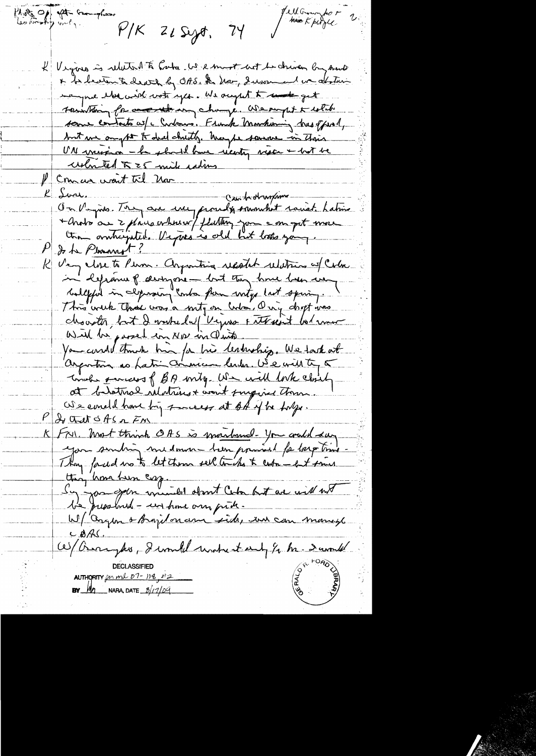Photo op after Scowcroft [?] leaves only

P/K 21 Sept. 74

Kell Scowcroft [?] [?] Kissinger 2

K Vignes is related to Cuba. We must not be driven by events & be beaten to death by OAS. In Nov, I recommend we abstain anyone else will vote yes. We ought to get something for any change. We ought to establish some contacts w/ Cubans. Frank Mankiewicz has offered, but we ought to deal directly. Maybe someone in their UN mission — he should have reentry visa — but he restricted to 25 mile radius

P Can we wait til Nov

K Sure. Can't draw from — On Vignes. They are very proudly somewhat racist. Latins & Arabs are 2 places where flattery you can get more than anticipated. Vignes is old but looks young.

P Is he Peronist?

K Very close to Peron. Argentina restored relations w/ Cuba in defiance of everyone — but they have been very helpful in opposing Cuba from mtg last spring. This week there was a mtg on Cuba. Orig draft was disaster, but I watered w/ Vignes & it went well now. Will be passed in Nov in Quito.

You could thank him for his leadership. We look at Argentina as Latin American leader. We will try to make success of BA mtg. We will look closely at bilateral relations & won't surprise them. We could have big success at BA if he helps.

P Is that OAS or FM

K FM. Most think OAS is moribund. You could say your sending me down — been promised for long time — They forced us to let them sell trucks to Cuba — but since they have been easy.

Say you open minded about Cuba but we will not be pressured — we have own pride.

W/ Argen & Brazil on our side, we can manage the OAS.

W/ Brazilian [?], I would [?] it only [?] — I would

DECLASSIFIED
AUTHORITY per MR 07-118, #2
BY [illegible] NARA, DATE 8/17/09

GERALD R. FORD LIBRARY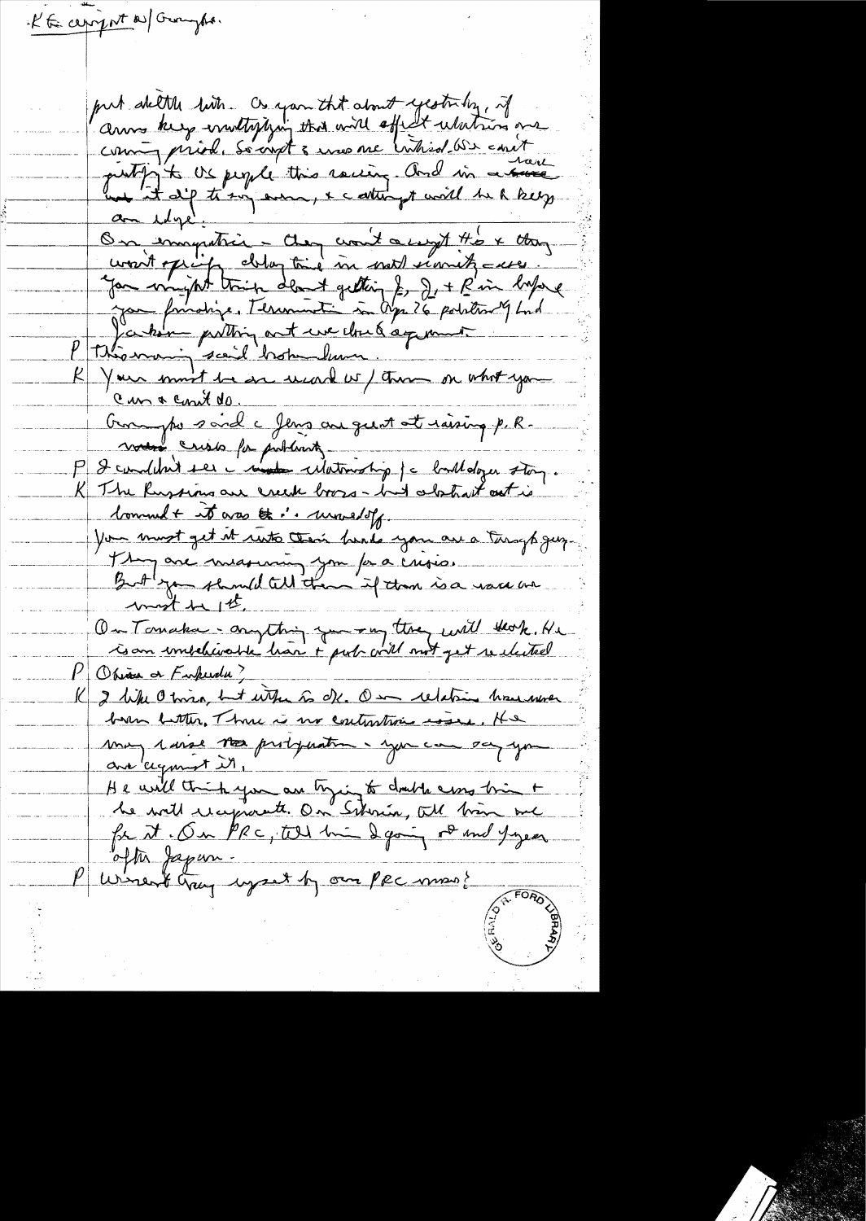K & aircraft w/ Gromyko.

put a little bit. As you think about yesterday, if arms keep multiplying this will affect relations over coming period. So don't say we are limited. We can't justify to US people this racing. And in a race we will step it up and a cutting it will be a key an edge.

On emigration – they won't accept HO & they won't specify delay time in most security cases. You might think about getting J, D, + K in before you finalize. Termination in Apr 26 political. Had Jackson putting out we closed agreement.

P Thomas said broken lines.

K You must be as unclear w/ them on what you can & can't do.

Gromyko said c Jews are great at raising p.R. ~~crisis~~ crises for publicity.

P I couldn't see c relationship / c bulldozer story.

K The Russians are crude boors – but abstract art is banned & it was ~~&~~ ... unwelcome.

You must get it into their heads you are a tough guy. They are measuring you for a crisis. But you should tell them if there is a race we must be 1st.

On Tanaka – anything you say they will leak. He is an unbelievable liar & prob. will not get re-elected

P Ohira or Fukuda?

K I like Ohira, but either is OK. Our relations have never been better. There is no contentious issue. He may raise non proliferation – you can say you are urging it.

He will think you are trying to double cross him & he will recuperate. On Siberia, tell him we're for it. On PRC, tell him I going & and 1 year after Japan.

P Weren't they upset by our PRC moves?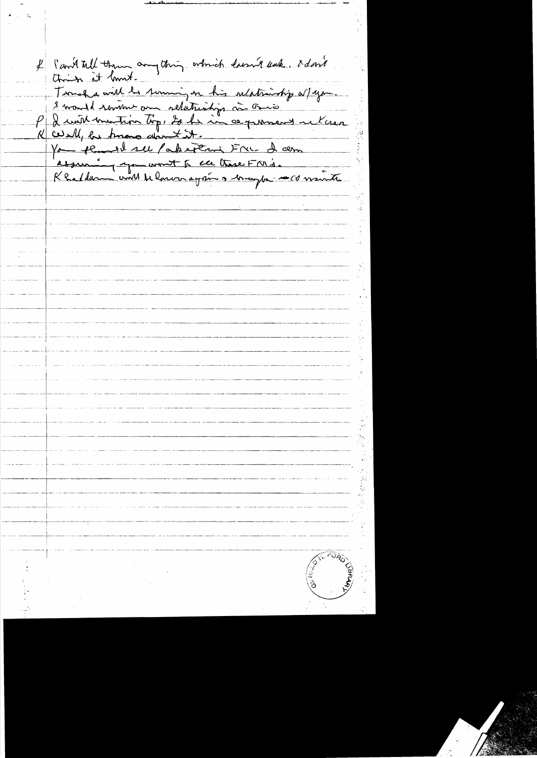K I can't tell them anything which doesn't leak. I don't think it hurt.

Tanaka will be running on his relationship w/ you.

I would review our relationships in Oasis

P I will mention Trip, so he is acquainted w/ them

K Well, he knows about it.

You should see Pakistani FM. I am assuming you want to see these FM's.

Khaddam will be known again a bargain — 10 minutes